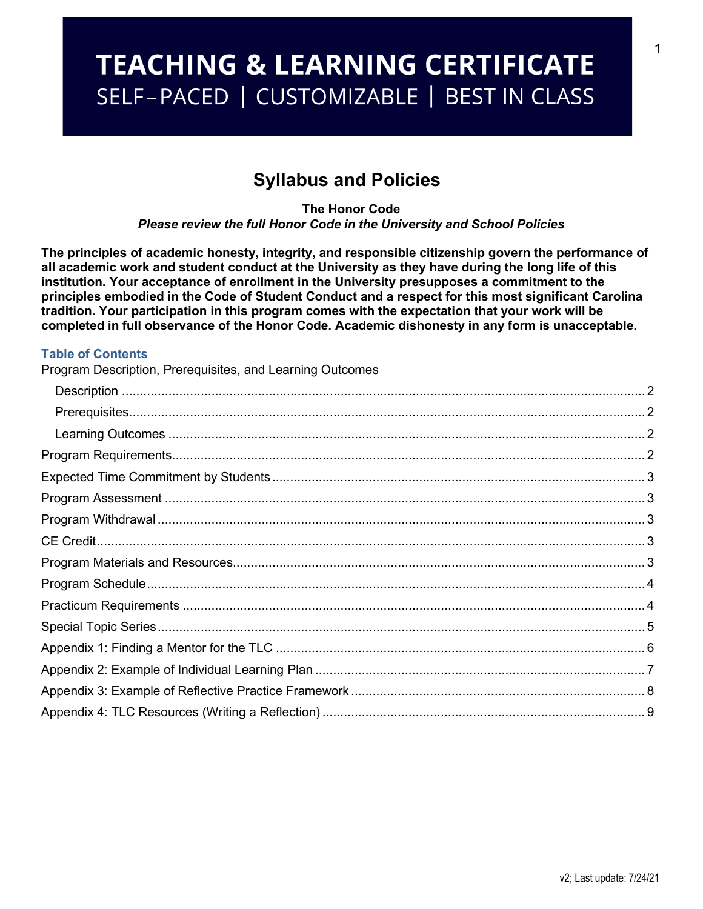# TEACHING & LEARNING CERTIFICATE

SELF–PACED | CUSTOMIZABLE | BEST IN CLASS

## Syllabus and Policies

**The Honor Code**

***Please review the full Honor Code in the University and School Policies***

**The principles of academic honesty, integrity, and responsible citizenship govern the performance of all academic work and student conduct at the University as they have during the long life of this institution. Your acceptance of enrollment in the University presupposes a commitment to the principles embodied in the Code of Student Conduct and a respect for this most significant Carolina tradition. Your participation in this program comes with the expectation that your work will be completed in full observance of the Honor Code. Academic dishonesty in any form is unacceptable.**

### Table of Contents

Program Description, Prerequisites, and Learning Outcomes

- Description ..... 2
- Prerequisites ..... 2
- Learning Outcomes ..... 2

Program Requirements ..... 2

Expected Time Commitment by Students ..... 3

Program Assessment ..... 3

Program Withdrawal ..... 3

CE Credit ..... 3

Program Materials and Resources ..... 3

Program Schedule ..... 4

Practicum Requirements ..... 4

Special Topic Series ..... 5

Appendix 1: Finding a Mentor for the TLC ..... 6

Appendix 2: Example of Individual Learning Plan ..... 7

Appendix 3: Example of Reflective Practice Framework ..... 8

Appendix 4: TLC Resources (Writing a Reflection) ..... 9

v2; Last update: 7/24/21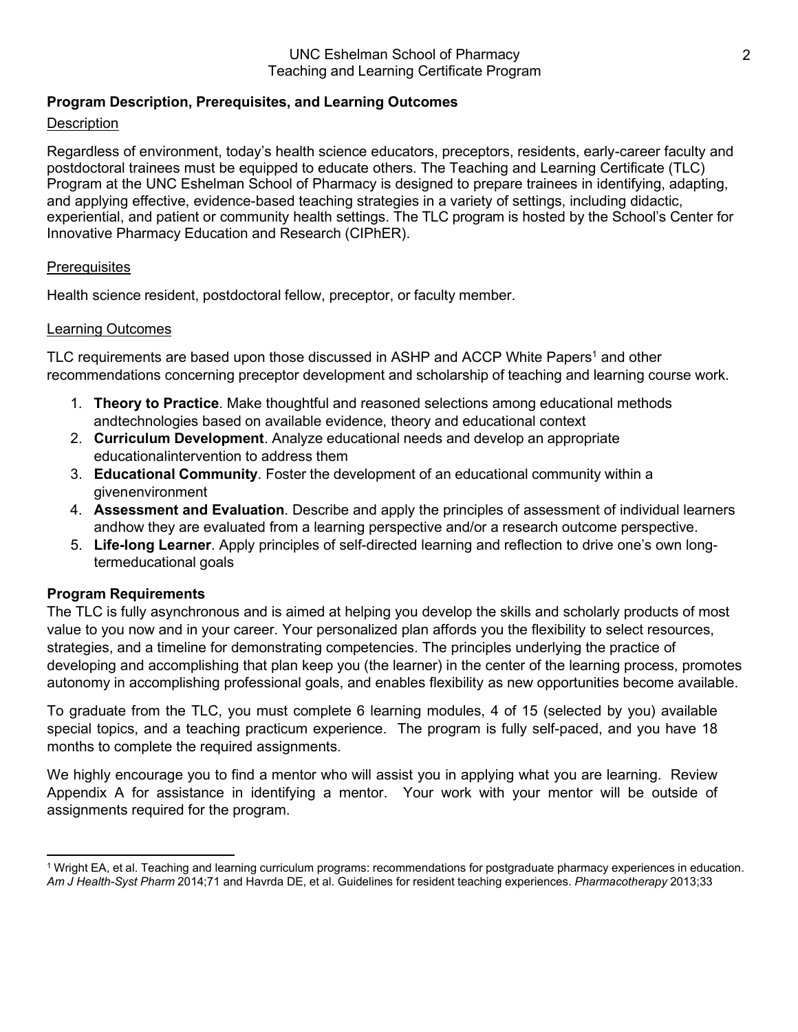## Program Description, Prerequisites, and Learning Outcomes

### Description

Regardless of environment, today's health science educators, preceptors, residents, early-career faculty and postdoctoral trainees must be equipped to educate others. The Teaching and Learning Certificate (TLC) Program at the UNC Eshelman School of Pharmacy is designed to prepare trainees in identifying, adapting, and applying effective, evidence-based teaching strategies in a variety of settings, including didactic, experiential, and patient or community health settings. The TLC program is hosted by the School's Center for Innovative Pharmacy Education and Research (CIPhER).

### Prerequisites

Health science resident, postdoctoral fellow, preceptor, or faculty member.

### Learning Outcomes

TLC requirements are based upon those discussed in ASHP and ACCP White Papers[1] and other recommendations concerning preceptor development and scholarship of teaching and learning course work.

1. **Theory to Practice**. Make thoughtful and reasoned selections among educational methods andtechnologies based on available evidence, theory and educational context
2. **Curriculum Development**. Analyze educational needs and develop an appropriate educationalintervention to address them
3. **Educational Community**. Foster the development of an educational community within a givenenvironment
4. **Assessment and Evaluation**. Describe and apply the principles of assessment of individual learners andhow they are evaluated from a learning perspective and/or a research outcome perspective.
5. **Life-long Learner**. Apply principles of self-directed learning and reflection to drive one's own long-termeducational goals

## Program Requirements

The TLC is fully asynchronous and is aimed at helping you develop the skills and scholarly products of most value to you now and in your career. Your personalized plan affords you the flexibility to select resources, strategies, and a timeline for demonstrating competencies. The principles underlying the practice of developing and accomplishing that plan keep you (the learner) in the center of the learning process, promotes autonomy in accomplishing professional goals, and enables flexibility as new opportunities become available.

To graduate from the TLC, you must complete 6 learning modules, 4 of 15 (selected by you) available special topics, and a teaching practicum experience. The program is fully self-paced, and you have 18 months to complete the required assignments.

We highly encourage you to find a mentor who will assist you in applying what you are learning. Review Appendix A for assistance in identifying a mentor. Your work with your mentor will be outside of assignments required for the program.

---

[1] Wright EA, et al. Teaching and learning curriculum programs: recommendations for postgraduate pharmacy experiences in education. *Am J Health-Syst Pharm* 2014;71 and Havrda DE, et al. Guidelines for resident teaching experiences. *Pharmacotherapy* 2013;33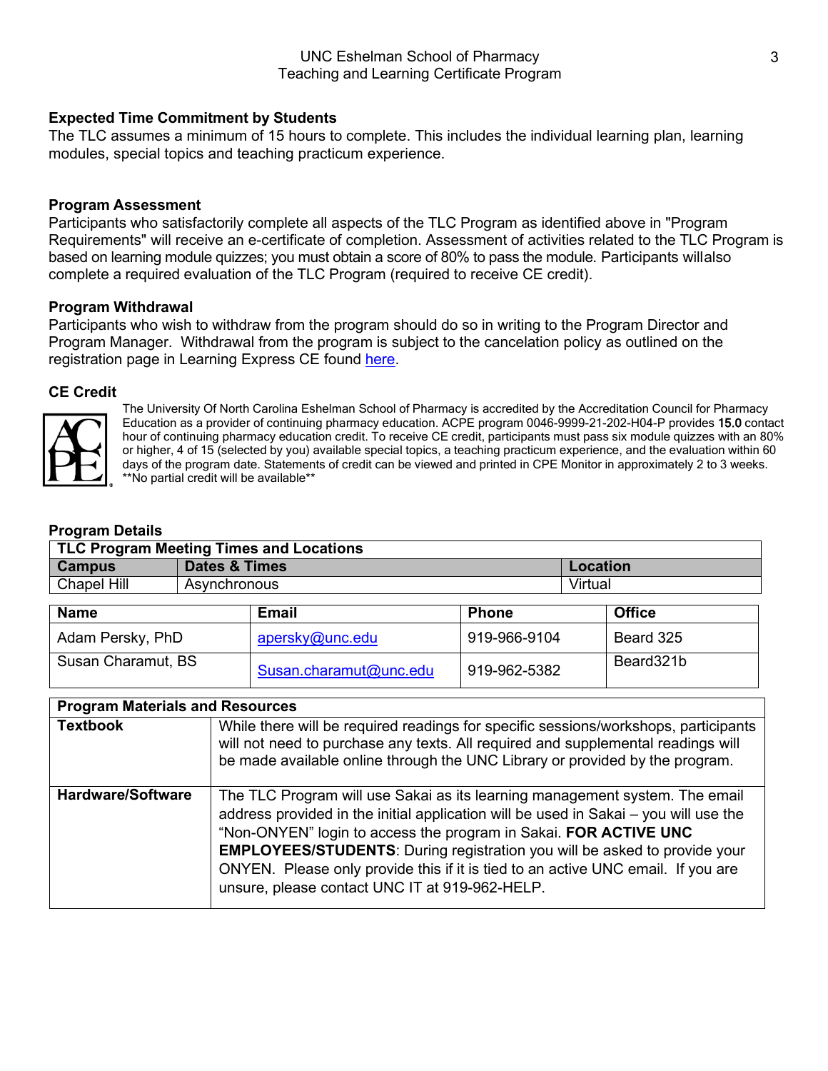**Expected Time Commitment by Students**

The TLC assumes a minimum of 15 hours to complete. This includes the individual learning plan, learning modules, special topics and teaching practicum experience.

**Program Assessment**

Participants who satisfactorily complete all aspects of the TLC Program as identified above in "Program Requirements" will receive an e-certificate of completion. Assessment of activities related to the TLC Program is based on learning module quizzes; you must obtain a score of 80% to pass the module. Participants willalso complete a required evaluation of the TLC Program (required to receive CE credit).

**Program Withdrawal**

Participants who wish to withdraw from the program should do so in writing to the Program Director and Program Manager. Withdrawal from the program is subject to the cancelation policy as outlined on the registration page in Learning Express CE found here.

**CE Credit**

The University Of North Carolina Eshelman School of Pharmacy is accredited by the Accreditation Council for Pharmacy Education as a provider of continuing pharmacy education. ACPE program 0046-9999-21-202-H04-P provides **15.0** contact hour of continuing pharmacy education credit. To receive CE credit, participants must pass six module quizzes with an 80% or higher, 4 of 15 (selected by you) available special topics, a teaching practicum experience, and the evaluation within 60 days of the program date. Statements of credit can be viewed and printed in CPE Monitor in approximately 2 to 3 weeks. **No partial credit will be available**

**Program Details**

| TLC Program Meeting Times and Locations | | |
|---|---|---|
| **Campus** | **Dates & Times** | **Location** |
| Chapel Hill | Asynchronous | Virtual |

| Name | Email | Phone | Office |
|---|---|---|---|
| Adam Persky, PhD | apersky@unc.edu | 919-966-9104 | Beard 325 |
| Susan Charamut, BS | Susan.charamut@unc.edu | 919-962-5382 | Beard321b |

| Program Materials and Resources | |
|---|---|
| **Textbook** | While there will be required readings for specific sessions/workshops, participants will not need to purchase any texts. All required and supplemental readings will be made available online through the UNC Library or provided by the program. |
| **Hardware/Software** | The TLC Program will use Sakai as its learning management system. The email address provided in the initial application will be used in Sakai – you will use the "Non-ONYEN" login to access the program in Sakai. **FOR ACTIVE UNC EMPLOYEES/STUDENTS**: During registration you will be asked to provide your ONYEN. Please only provide this if it is tied to an active UNC email. If you are unsure, please contact UNC IT at 919-962-HELP. |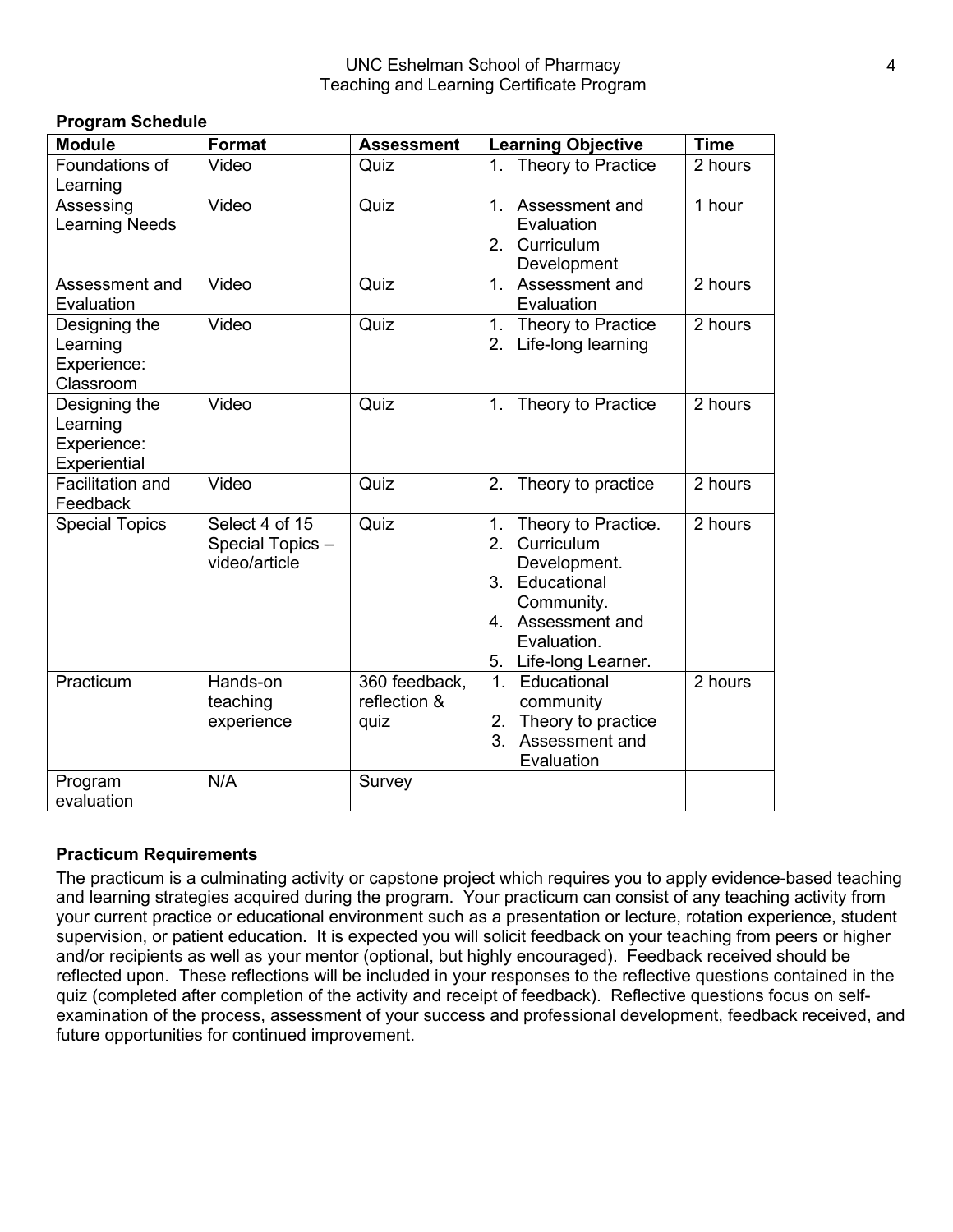**Program Schedule**

| Module | Format | Assessment | Learning Objective | Time |
|---|---|---|---|---|
| Foundations of Learning | Video | Quiz | 1. Theory to Practice | 2 hours |
| Assessing Learning Needs | Video | Quiz | 1. Assessment and Evaluation<br>2. Curriculum Development | 1 hour |
| Assessment and Evaluation | Video | Quiz | 1. Assessment and Evaluation | 2 hours |
| Designing the Learning Experience: Classroom | Video | Quiz | 1. Theory to Practice<br>2. Life-long learning | 2 hours |
| Designing the Learning Experience: Experiential | Video | Quiz | 1. Theory to Practice | 2 hours |
| Facilitation and Feedback | Video | Quiz | 2. Theory to practice | 2 hours |
| Special Topics | Select 4 of 15 Special Topics – video/article | Quiz | 1. Theory to Practice.<br>2. Curriculum Development.<br>3. Educational Community.<br>4. Assessment and Evaluation.<br>5. Life-long Learner. | 2 hours |
| Practicum | Hands-on teaching experience | 360 feedback, reflection & quiz | 1. Educational community<br>2. Theory to practice<br>3. Assessment and Evaluation | 2 hours |
| Program evaluation | N/A | Survey | | |

**Practicum Requirements**

The practicum is a culminating activity or capstone project which requires you to apply evidence-based teaching and learning strategies acquired during the program. Your practicum can consist of any teaching activity from your current practice or educational environment such as a presentation or lecture, rotation experience, student supervision, or patient education. It is expected you will solicit feedback on your teaching from peers or higher and/or recipients as well as your mentor (optional, but highly encouraged). Feedback received should be reflected upon. These reflections will be included in your responses to the reflective questions contained in the quiz (completed after completion of the activity and receipt of feedback). Reflective questions focus on self-examination of the process, assessment of your success and professional development, feedback received, and future opportunities for continued improvement.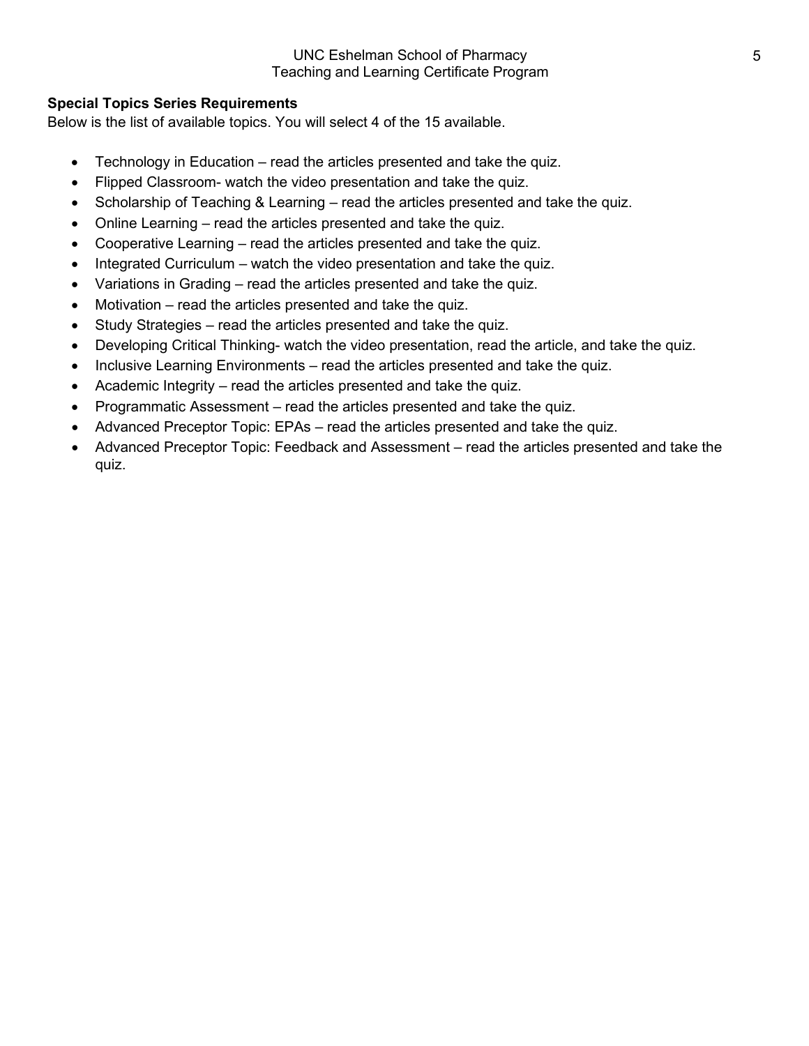**Special Topics Series Requirements**

Below is the list of available topics. You will select 4 of the 15 available.

- Technology in Education – read the articles presented and take the quiz.
- Flipped Classroom- watch the video presentation and take the quiz.
- Scholarship of Teaching & Learning – read the articles presented and take the quiz.
- Online Learning – read the articles presented and take the quiz.
- Cooperative Learning – read the articles presented and take the quiz.
- Integrated Curriculum – watch the video presentation and take the quiz.
- Variations in Grading – read the articles presented and take the quiz.
- Motivation – read the articles presented and take the quiz.
- Study Strategies – read the articles presented and take the quiz.
- Developing Critical Thinking- watch the video presentation, read the article, and take the quiz.
- Inclusive Learning Environments – read the articles presented and take the quiz.
- Academic Integrity – read the articles presented and take the quiz.
- Programmatic Assessment – read the articles presented and take the quiz.
- Advanced Preceptor Topic: EPAs – read the articles presented and take the quiz.
- Advanced Preceptor Topic: Feedback and Assessment – read the articles presented and take the quiz.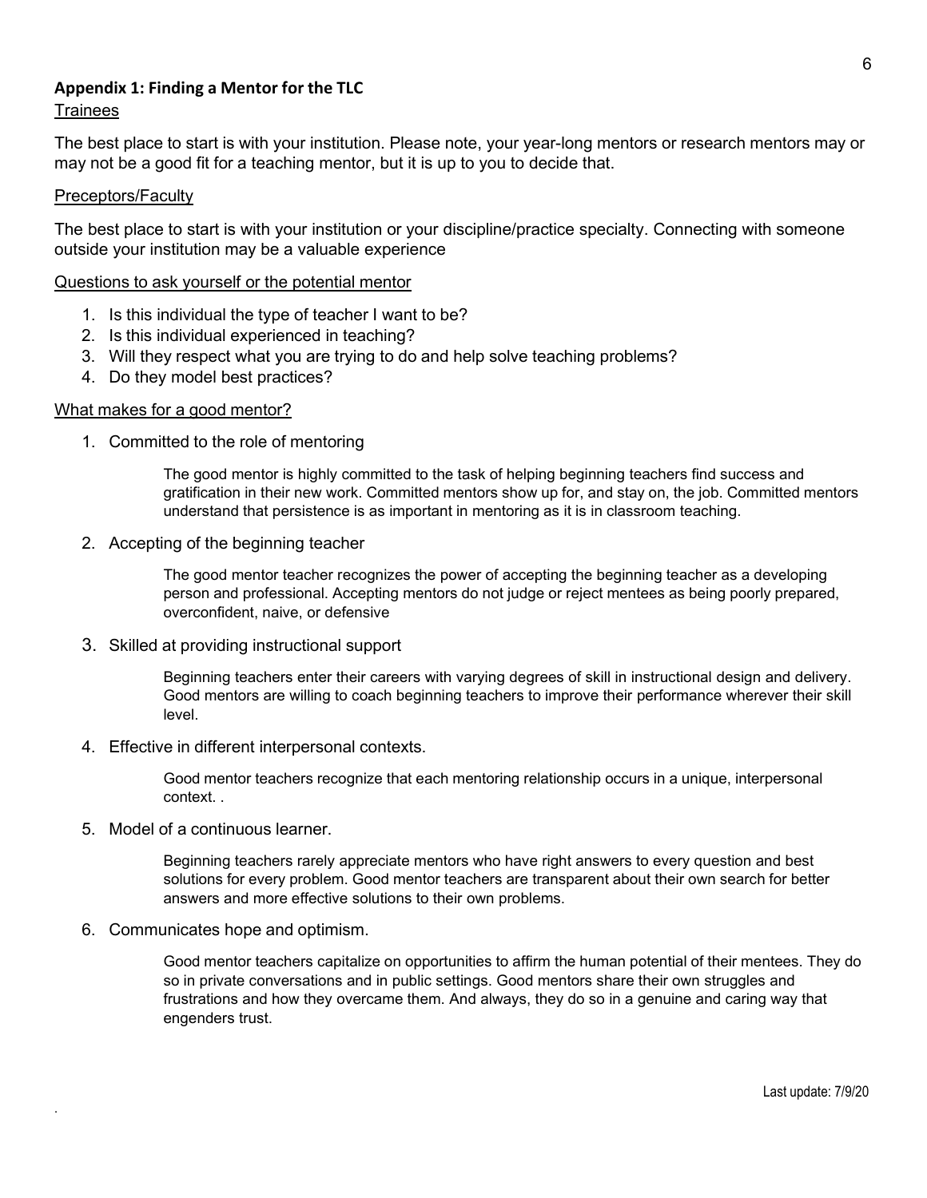## Appendix 1: Finding a Mentor for the TLC

Trainees

The best place to start is with your institution. Please note, your year-long mentors or research mentors may or may not be a good fit for a teaching mentor, but it is up to you to decide that.

Preceptors/Faculty

The best place to start is with your institution or your discipline/practice specialty. Connecting with someone outside your institution may be a valuable experience

Questions to ask yourself or the potential mentor

1. Is this individual the type of teacher I want to be?
2. Is this individual experienced in teaching?
3. Will they respect what you are trying to do and help solve teaching problems?
4. Do they model best practices?

What makes for a good mentor?

1. Committed to the role of mentoring

   The good mentor is highly committed to the task of helping beginning teachers find success and gratification in their new work. Committed mentors show up for, and stay on, the job. Committed mentors understand that persistence is as important in mentoring as it is in classroom teaching.

2. Accepting of the beginning teacher

   The good mentor teacher recognizes the power of accepting the beginning teacher as a developing person and professional. Accepting mentors do not judge or reject mentees as being poorly prepared, overconfident, naive, or defensive

3. Skilled at providing instructional support

   Beginning teachers enter their careers with varying degrees of skill in instructional design and delivery. Good mentors are willing to coach beginning teachers to improve their performance wherever their skill level.

4. Effective in different interpersonal contexts.

   Good mentor teachers recognize that each mentoring relationship occurs in a unique, interpersonal context. .

5. Model of a continuous learner.

   Beginning teachers rarely appreciate mentors who have right answers to every question and best solutions for every problem. Good mentor teachers are transparent about their own search for better answers and more effective solutions to their own problems.

6. Communicates hope and optimism.

   Good mentor teachers capitalize on opportunities to affirm the human potential of their mentees. They do so in private conversations and in public settings. Good mentors share their own struggles and frustrations and how they overcame them. And always, they do so in a genuine and caring way that engenders trust.

Last update: 7/9/20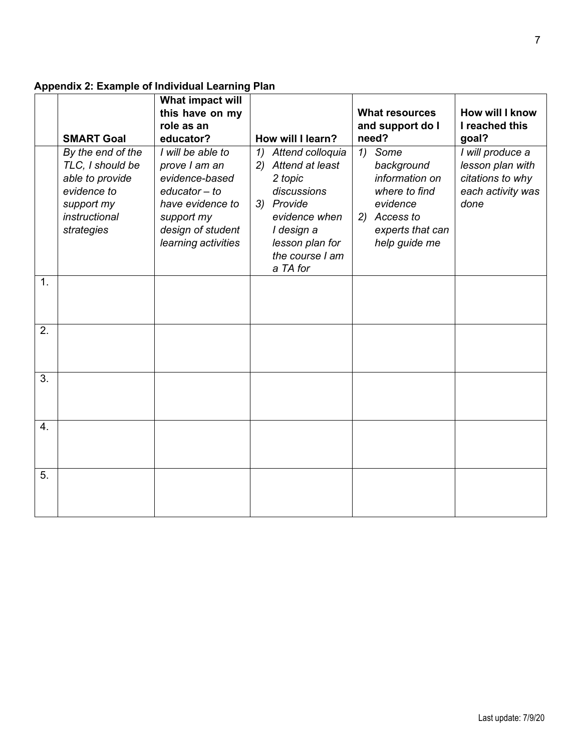**Appendix 2: Example of Individual Learning Plan**

| | SMART Goal | What impact will this have on my role as an educator? | How will I learn? | What resources and support do I need? | How will I know I reached this goal? |
|---|---|---|---|---|---|
| | *By the end of the TLC, I should be able to provide evidence to support my instructional strategies* | *I will be able to prove I am an evidence-based educator – to have evidence to support my design of student learning activities* | *1) Attend colloquia 2) Attend at least 2 topic discussions 3) Provide evidence when I design a lesson plan for the course I am a TA for* | *1) Some background information on where to find evidence 2) Access to experts that can help guide me* | *I will produce a lesson plan with citations to why each activity was done* |
| 1. | | | | | |
| 2. | | | | | |
| 3. | | | | | |
| 4. | | | | | |
| 5. | | | | | |

Last update: 7/9/20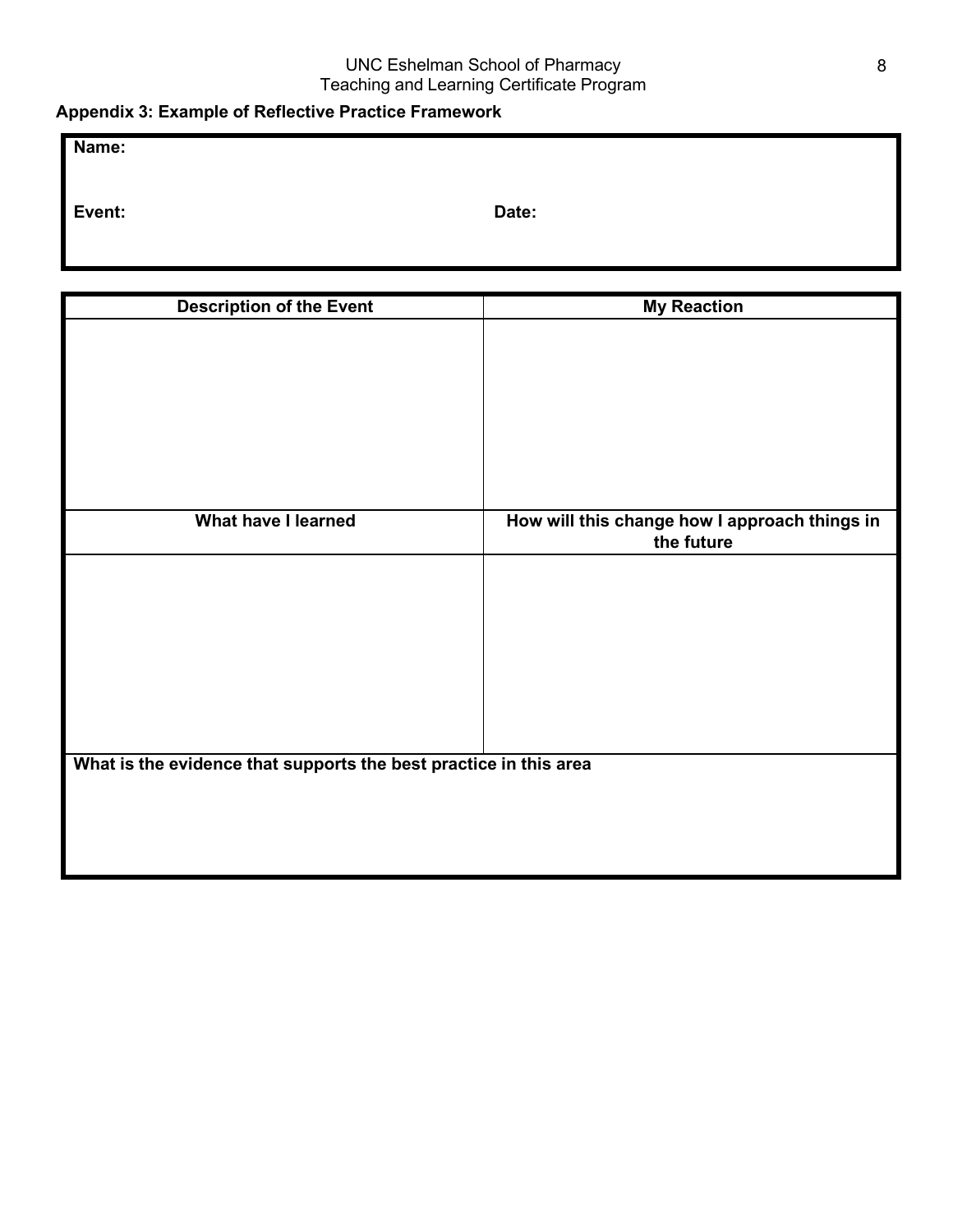## Appendix 3: Example of Reflective Practice Framework

| **Name:** | |
|---|---|
| **Event:** | **Date:** |

| **Description of the Event** | **My Reaction** |
|---|---|
| | |
| **What have I learned** | **How will this change how I approach things in the future** |
| | |
| **What is the evidence that supports the best practice in this area** | |
| | |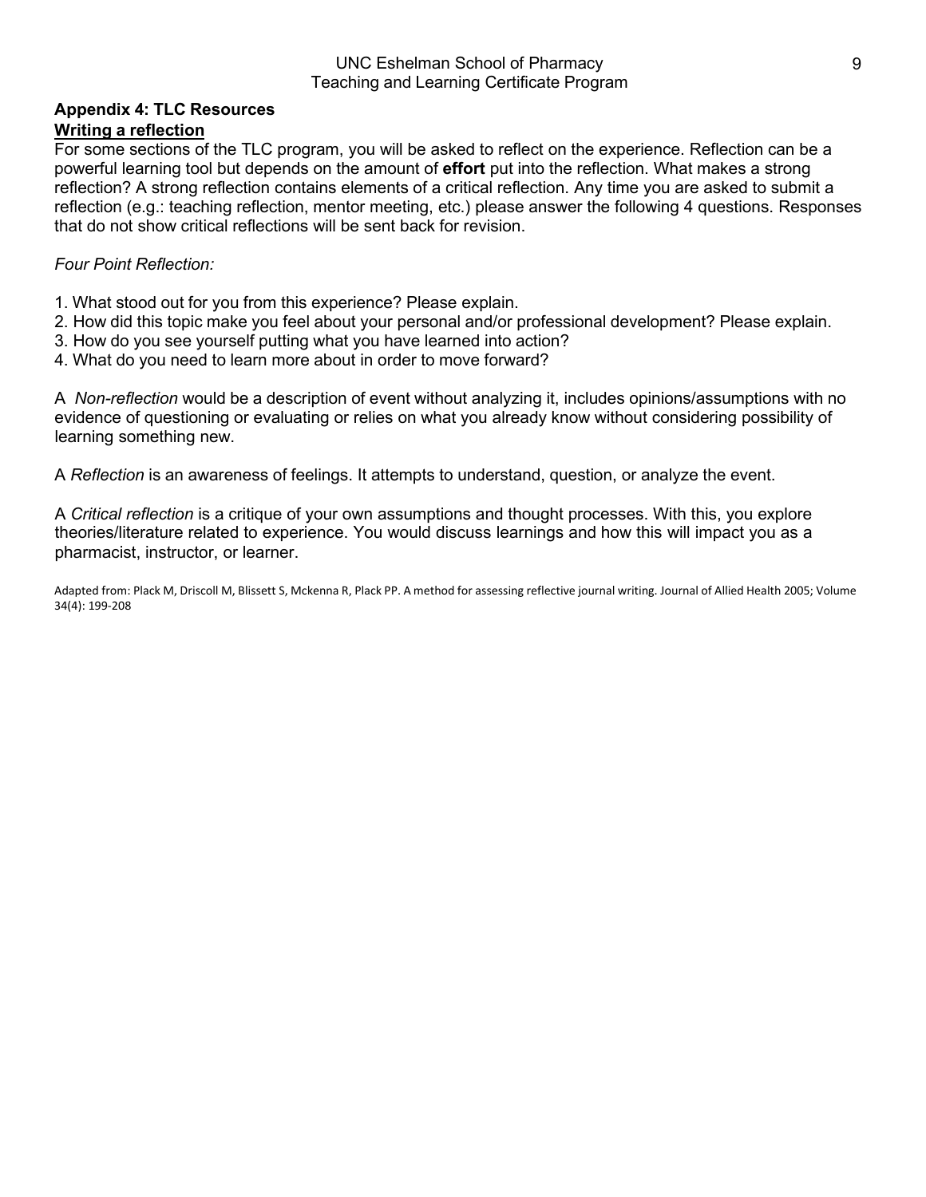## Appendix 4: TLC Resources

### Writing a reflection

For some sections of the TLC program, you will be asked to reflect on the experience. Reflection can be a powerful learning tool but depends on the amount of **effort** put into the reflection. What makes a strong reflection? A strong reflection contains elements of a critical reflection. Any time you are asked to submit a reflection (e.g.: teaching reflection, mentor meeting, etc.) please answer the following 4 questions. Responses that do not show critical reflections will be sent back for revision.

*Four Point Reflection:*

1. What stood out for you from this experience? Please explain.
2. How did this topic make you feel about your personal and/or professional development? Please explain.
3. How do you see yourself putting what you have learned into action?
4. What do you need to learn more about in order to move forward?

A *Non-reflection* would be a description of event without analyzing it, includes opinions/assumptions with no evidence of questioning or evaluating or relies on what you already know without considering possibility of learning something new.

A *Reflection* is an awareness of feelings. It attempts to understand, question, or analyze the event.

A *Critical reflection* is a critique of your own assumptions and thought processes. With this, you explore theories/literature related to experience. You would discuss learnings and how this will impact you as a pharmacist, instructor, or learner.

Adapted from: Plack M, Driscoll M, Blissett S, Mckenna R, Plack PP. A method for assessing reflective journal writing. Journal of Allied Health 2005; Volume 34(4): 199-208